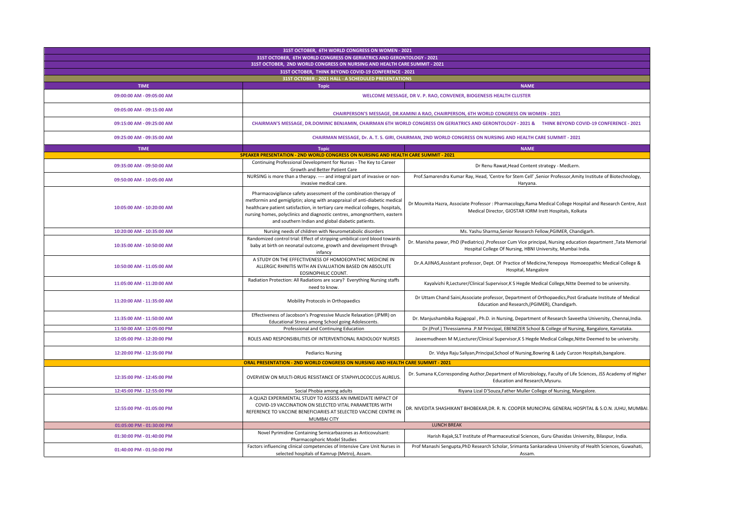| 31ST OCTOBER, 6TH WORLD CONGRESS ON WOMEN - 2021 | | |
|---|---|---|
| 31ST OCTOBER, 6TH WORLD CONGRESS ON GERIATRICS AND GERONTOLOGY - 2021 | | |
| 31ST OCTOBER, 2ND WORLD CONGRESS ON NURSING AND HEALTH CARE SUMMIT - 2021 | | |
| 31ST OCTOBER, THINK BEYOND COVID-19 CONFERENCE - 2021 | | |
| 31ST OCTOBER - 2021 HALL - A SCHEDULED PRESENTATIONS | | |
| **TIME** | **Topic** | **NAME** |
| 09:00:00 AM - 09:05:00 AM | WELCOME MESSAGE, DR V. P. RAO, CONVENER, BIOGENESIS HEALTH CLUSTER | |
| 09:05:00 AM - 09:15:00 AM | CHAIRPERSON'S MESSAGE, DR.KAMINI A RAO, CHAIRPERSON, 6TH WORLD CONGRESS ON WOMEN - 2021 | |
| 09:15:00 AM - 09:25:00 AM | CHAIRMAN'S MESSAGE, DR.DOMINIC BENJAMIN, CHAIRMAN 6TH WORLD CONGRESS ON GERIATRICS AND GERONTOLOGY - 2021 & THINK BEYOND COVID-19 CONFERENCE - 2021 | |
| 09:25:00 AM - 09:35:00 AM | CHAIRMAN MESSAGE, Dr. A. T. S. GIRI, CHAIRMAN, 2ND WORLD CONGRESS ON NURSING AND HEALTH CARE SUMMIT - 2021 | |
| **TIME** | **Topic** | **NAME** |
| SPEAKER PRESENTATION - 2ND WORLD CONGRESS ON NURSING AND HEALTH CARE SUMMIT - 2021 | | |
| 09:35:00 AM - 09:50:00 AM | Continuing Professional Development for Nurses - The Key to Career Growth and Better Patient Care | Dr Renu Rawat,Head Content strategy - MedLern. |
| 09:50:00 AM - 10:05:00 AM | NURSING is more than a therapy. ---- and integral part of invasive or non-invasive medical care. | Prof.Samarendra Kumar Ray, Head, 'Centre for Stem Cell' ,Senior Professor,Amity Institute of Biotechnology, Haryana. |
| 10:05:00 AM - 10:20:00 AM | Pharmacovigilance safety assessment of the combination therapy of metformin and gemigliptin; along with anappraisal of anti-diabetic medical healthcare patient satisfaction, in tertiary care medical colleges, hospitals, nursing homes, polyclinics and diagnostic centres, amongnorthern, eastern and southern Indian and global diabetic patients. | Dr Moumita Hazra, Associate Professor : Pharmacology,Rama Medical College Hospital and Research Centre, Asst Medical Director, GIOSTAR IORM Instt Hospitals, Kolkata |
| 10:20:00 AM - 10:35:00 AM | Nursing needs of children with Neurometabolic disorders | Ms. Yashu Sharma,Senior Research Fellow,PGIMER, Chandigarh. |
| 10:35:00 AM - 10:50:00 AM | Randomized control trial: Effect of stripping umbilical cord blood towards baby at birth on neonatal outcome, growth and development through infancy | Dr. Manisha pawar, PhD (Pediatrics) ,Professor Cum Vice principal, Nursing education department ,Tata Memorial Hospital College Of Nursing, HBNI University, Mumbai India. |
| 10:50:00 AM - 11:05:00 AM | A STUDY ON THE EFFECTIVENESS OF HOMOEOPATHIC MEDICINE IN ALLERGIC RHINITIS WITH AN EVALUATION BASED ON ABSOLUTE EOSINOPHILIC COUNT. | Dr.A.AJINAS,Assistant professor, Dept. Of Practice of Medicine,Yenepoya Homoeopathic Medical College & Hospital, Mangalore |
| 11:05:00 AM - 11:20:00 AM | Radiation Protection: All Radiations are scary? Everything Nursing staffs need to know. | Kayalvizhi R,Lecturer/Clinical Supervisor,K S Hegde Medical College,Nitte Deemed to be university. |
| 11:20:00 AM - 11:35:00 AM | Mobility Protocols in Orthopaedics | Dr Uttam Chand Saini,Associate professor, Department of Orthopaedics,Post Graduate Institute of Medical Education and Research,(PGIMER), Chandigarh. |
| 11:35:00 AM - 11:50:00 AM | Effectiveness of Jacobson's Progressive Muscle Relaxation (JPMR) on Educational Stress among School going Adolescents. | Dr. Manjushambika Rajagopal , Ph.D. in Nursing, Department of Research Saveetha University, Chennai,India. |
| 11:50:00 AM - 12:05:00 PM | Professional and Continuing Education | Dr.(Prof.) Thressiamma .P.M Principal, EBENEZER School & College of Nursing, Bangalore, Karnataka. |
| 12:05:00 PM - 12:20:00 PM | ROLES AND RESPONSIBILITIES OF INTERVENTIONAL RADIOLOGY NURSES | Jaseemudheen M M,Lecturer/Clinical Supervisor,K S Hegde Medical College,Nitte Deemed to be university. |
| 12:20:00 PM - 12:35:00 PM | Pediarics Nursing | Dr. Vidya Raju Saliyan,Principal,School of Nursing,Bowring & Lady Curzon Hospitals,bangalore. |
| ORAL PRESENTATION - 2ND WORLD CONGRESS ON NURSING AND HEALTH CARE SUMMIT - 2021 | | |
| 12:35:00 PM - 12:45:00 PM | OVERVIEW ON MULTI-DRUG RESISTANCE OF STAPHYLOCOCCUS AUREUS. | Dr. Sumana K,Corresponding Author,Department of Microbiology, Faculty of Life Sciences, JSS Academy of Higher Education and Research,Mysuru. |
| 12:45:00 PM - 12:55:00 PM | Social Phobia among adults | Riyana Lizal D'Souza,Father Muller College of Nursing, Mangalore. |
| 12:55:00 PM - 01:05:00 PM | A QUAZI EXPERIMENTAL STUDY TO ASSESS AN IMMEDIATE IMPACT OF COVID-19 VACCINATION ON SELECTED VITAL PARAMETERS WITH REFERENCE TO VACCINE BENEFICIARIES AT SELECTED VACCINE CENTRE IN MUMBAI CITY | DR. NIVEDITA SHASHIKANT BHOBEKAR,DR. R. N. COOPER MUNICIPAL GENERAL HOSPITAL & S.O.N. JUHU, MUMBAI. |
| 01:05:00 PM - 01:30:00 PM | LUNCH BREAK | |
| 01:30:00 PM - 01:40:00 PM | Novel Pyrimidine Containing Semicarbazones as Anticovulsant: Pharmacophoric Model Studies | Harish Rajak,SLT Institute of Pharmaceutical Sciences, Guru Ghasidas University, Bilaspur, India. |
| 01:40:00 PM - 01:50:00 PM | Factors influencing clinical competencies of Intensive Care Unit Nurses in selected hospitals of Kamrup (Metro), Assam. | Prof Manashi Sengupta,PhD Research Scholar, Srimanta Sankaradeva University of Health Sciences, Guwahati, Assam. |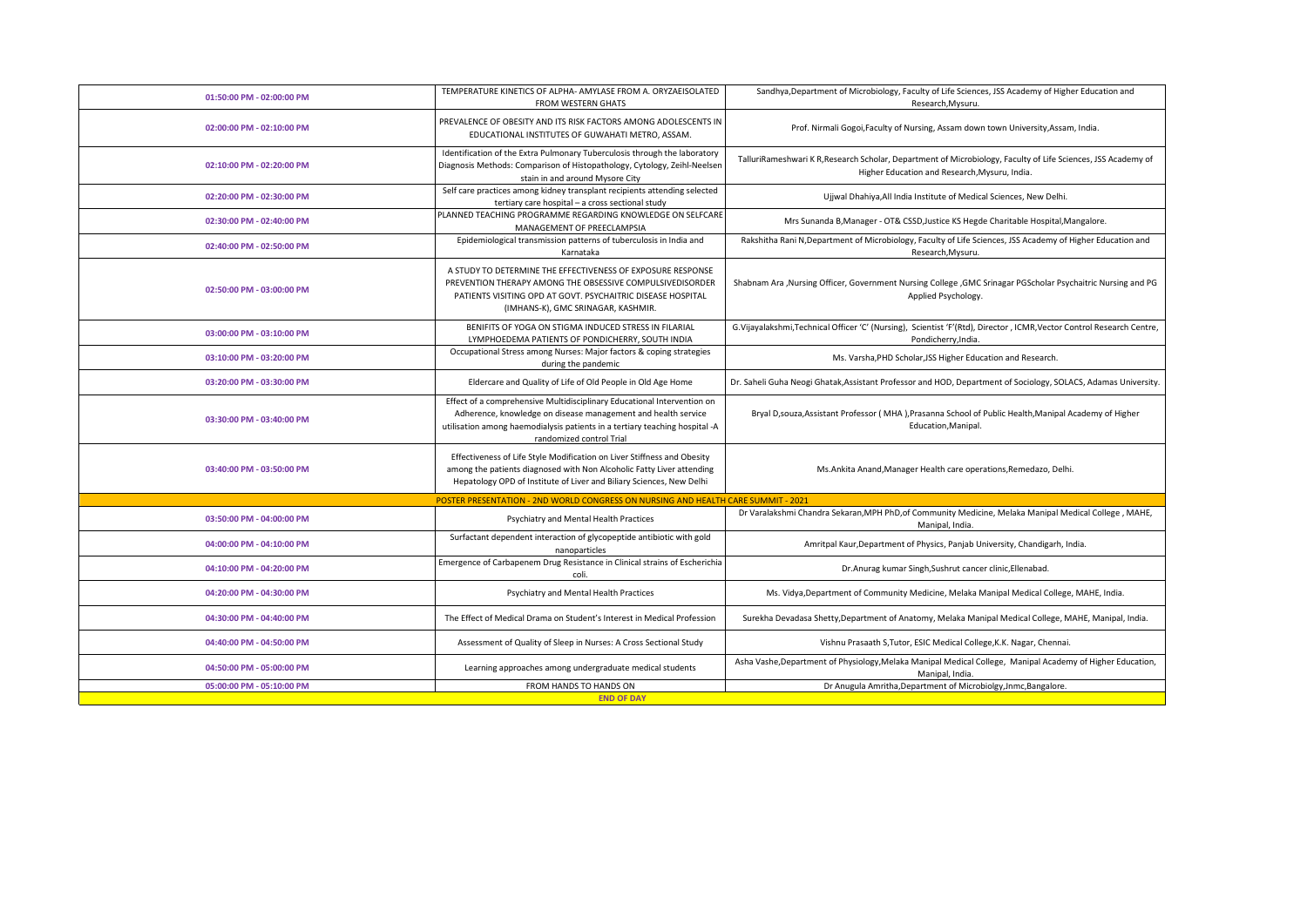| | | |
|---|---|---|
| 01:50:00 PM - 02:00:00 PM | TEMPERATURE KINETICS OF ALPHA- AMYLASE FROM A. ORYZAEISOLATED FROM WESTERN GHATS | Sandhya,Department of Microbiology, Faculty of Life Sciences, JSS Academy of Higher Education and Research,Mysuru. |
| 02:00:00 PM - 02:10:00 PM | PREVALENCE OF OBESITY AND ITS RISK FACTORS AMONG ADOLESCENTS IN EDUCATIONAL INSTITUTES OF GUWAHATI METRO, ASSAM. | Prof. Nirmali Gogoi,Faculty of Nursing, Assam down town University,Assam, India. |
| 02:10:00 PM - 02:20:00 PM | Identification of the Extra Pulmonary Tuberculosis through the laboratory Diagnosis Methods: Comparison of Histopathology, Cytology, Zeihl-Neelsen stain in and around Mysore City | TalluriRameshwari K R,Research Scholar, Department of Microbiology, Faculty of Life Sciences, JSS Academy of Higher Education and Research,Mysuru, India. |
| 02:20:00 PM - 02:30:00 PM | Self care practices among kidney transplant recipients attending selected tertiary care hospital – a cross sectional study | Ujjwal Dhahiya,All India Institute of Medical Sciences, New Delhi. |
| 02:30:00 PM - 02:40:00 PM | PLANNED TEACHING PROGRAMME REGARDING KNOWLEDGE ON SELFCARE MANAGEMENT OF PREECLAMPSIA | Mrs Sunanda B,Manager - OT& CSSD,Justice KS Hegde Charitable Hospital,Mangalore. |
| 02:40:00 PM - 02:50:00 PM | Epidemiological transmission patterns of tuberculosis in India and Karnataka | Rakshitha Rani N,Department of Microbiology, Faculty of Life Sciences, JSS Academy of Higher Education and Research,Mysuru. |
| 02:50:00 PM - 03:00:00 PM | A STUDY TO DETERMINE THE EFFECTIVENESS OF EXPOSURE RESPONSE PREVENTION THERAPY AMONG THE OBSESSIVE COMPULSIVEDISORDER PATIENTS VISITING OPD AT GOVT. PSYCHAITRIC DISEASE HOSPITAL (IMHANS-K), GMC SRINAGAR, KASHMIR. | Shabnam Ara ,Nursing Officer, Government Nursing College ,GMC Srinagar PGScholar Psychaitric Nursing and PG Applied Psychology. |
| 03:00:00 PM - 03:10:00 PM | BENIFITS OF YOGA ON STIGMA INDUCED STRESS IN FILARIAL LYMPHOEDEMA PATIENTS OF PONDICHERRY, SOUTH INDIA | G.Vijayalakshmi,Technical Officer 'C' (Nursing), Scientist 'F'(Rtd), Director , ICMR,Vector Control Research Centre, Pondicherry,India. |
| 03:10:00 PM - 03:20:00 PM | Occupational Stress among Nurses: Major factors & coping strategies during the pandemic | Ms. Varsha,PHD Scholar,JSS Higher Education and Research. |
| 03:20:00 PM - 03:30:00 PM | Eldercare and Quality of Life of Old People in Old Age Home | Dr. Saheli Guha Neogi Ghatak,Assistant Professor and HOD, Department of Sociology, SOLACS, Adamas University. |
| 03:30:00 PM - 03:40:00 PM | Effect of a comprehensive Multidisciplinary Educational Intervention on Adherence, knowledge on disease management and health service utilisation among haemodialysis patients in a tertiary teaching hospital -A randomized control Trial | Bryal D,souza,Assistant Professor ( MHA ),Prasanna School of Public Health,Manipal Academy of Higher Education,Manipal. |
| 03:40:00 PM - 03:50:00 PM | Effectiveness of Life Style Modification on Liver Stiffness and Obesity among the patients diagnosed with Non Alcoholic Fatty Liver attending Hepatology OPD of Institute of Liver and Biliary Sciences, New Delhi | Ms.Ankita Anand,Manager Health care operations,Remedazo, Delhi. |
| POSTER PRESENTATION - 2ND WORLD CONGRESS ON NURSING AND HEALTH CARE SUMMIT - 2021 | | |
| 03:50:00 PM - 04:00:00 PM | Psychiatry and Mental Health Practices | Dr Varalakshmi Chandra Sekaran,MPH PhD,of Community Medicine, Melaka Manipal Medical College , MAHE, Manipal, India. |
| 04:00:00 PM - 04:10:00 PM | Surfactant dependent interaction of glycopeptide antibiotic with gold nanoparticles | Amritpal Kaur,Department of Physics, Panjab University, Chandigarh, India. |
| 04:10:00 PM - 04:20:00 PM | Emergence of Carbapenem Drug Resistance in Clinical strains of Escherichia coli. | Dr.Anurag kumar Singh,Sushrut cancer clinic,Ellenabad. |
| 04:20:00 PM - 04:30:00 PM | Psychiatry and Mental Health Practices | Ms. Vidya,Department of Community Medicine, Melaka Manipal Medical College, MAHE, India. |
| 04:30:00 PM - 04:40:00 PM | The Effect of Medical Drama on Student's Interest in Medical Profession | Surekha Devadasa Shetty,Department of Anatomy, Melaka Manipal Medical College, MAHE, Manipal, India. |
| 04:40:00 PM - 04:50:00 PM | Assessment of Quality of Sleep in Nurses: A Cross Sectional Study | Vishnu Prasaath S,Tutor, ESIC Medical College,K.K. Nagar, Chennai. |
| 04:50:00 PM - 05:00:00 PM | Learning approaches among undergraduate medical students | Asha Vashe,Department of Physiology,Melaka Manipal Medical College, Manipal Academy of Higher Education, Manipal, India. |
| 05:00:00 PM - 05:10:00 PM | FROM HANDS TO HANDS ON | Dr Anugula Amritha,Department of Microbiolgy,Jnmc,Bangalore. |
| END OF DAY | | |